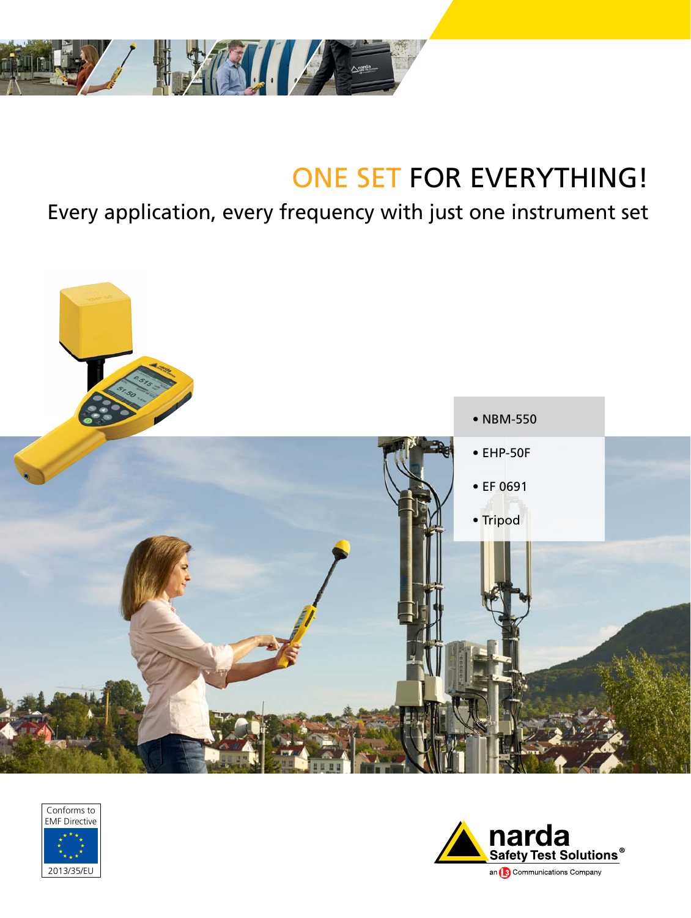# ONE SET FOR EVERYTHING!

## Every application, every frequency with just one instrument set

- NBM-550
- EHP-50F
- EF 0691
- Tripod

Conforms to EMF Directive 2013/35/EU

narda Safety Test Solutions®

an L3 Communications Company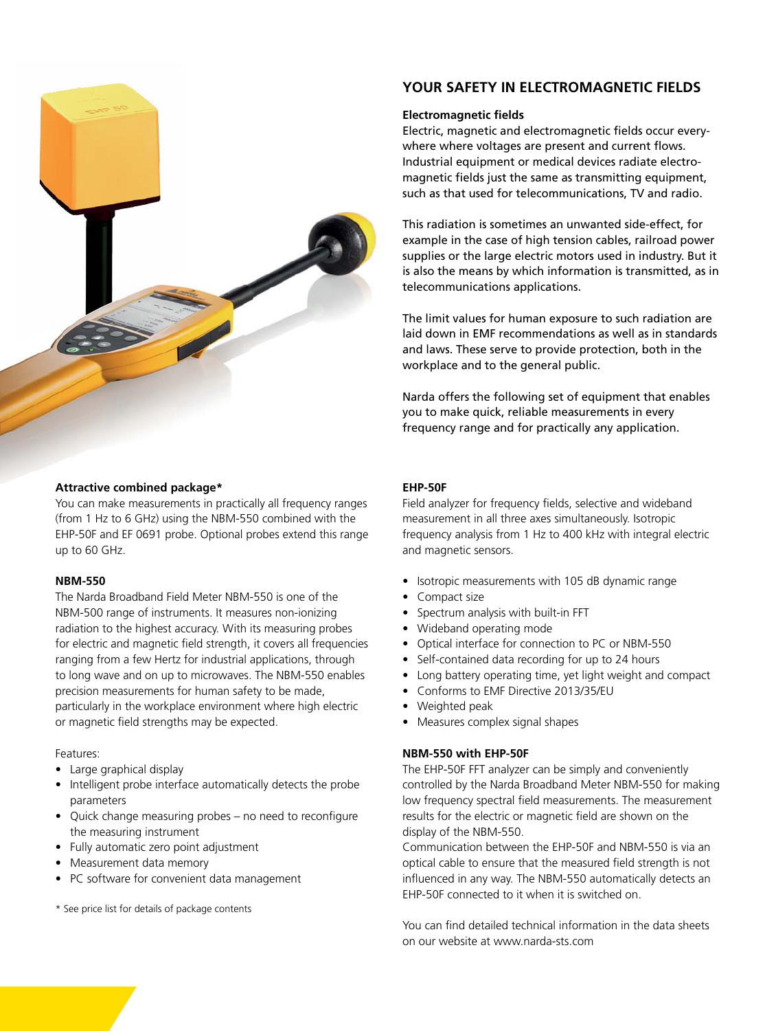## YOUR SAFETY IN ELECTROMAGNETIC FIELDS

**Electromagnetic fields**

Electric, magnetic and electromagnetic fields occur everywhere where voltages are present and current flows. Industrial equipment or medical devices radiate electromagnetic fields just the same as transmitting equipment, such as that used for telecommunications, TV and radio.

This radiation is sometimes an unwanted side-effect, for example in the case of high tension cables, railroad power supplies or the large electric motors used in industry. But it is also the means by which information is transmitted, as in telecommunications applications.

The limit values for human exposure to such radiation are laid down in EMF recommendations as well as in standards and laws. These serve to provide protection, both in the workplace and to the general public.

Narda offers the following set of equipment that enables you to make quick, reliable measurements in every frequency range and for practically any application.

**Attractive combined package***

You can make measurements in practically all frequency ranges (from 1 Hz to 6 GHz) using the NBM-550 combined with the EHP-50F and EF 0691 probe. Optional probes extend this range up to 60 GHz.

**NBM-550**

The Narda Broadband Field Meter NBM-550 is one of the NBM-500 range of instruments. It measures non-ionizing radiation to the highest accuracy. With its measuring probes for electric and magnetic field strength, it covers all frequencies ranging from a few Hertz for industrial applications, through to long wave and on up to microwaves. The NBM-550 enables precision measurements for human safety to be made, particularly in the workplace environment where high electric or magnetic field strengths may be expected.

Features:

- Large graphical display
- Intelligent probe interface automatically detects the probe parameters
- Quick change measuring probes – no need to reconfigure the measuring instrument
- Fully automatic zero point adjustment
- Measurement data memory
- PC software for convenient data management

* See price list for details of package contents

**EHP-50F**

Field analyzer for frequency fields, selective and wideband measurement in all three axes simultaneously. Isotropic frequency analysis from 1 Hz to 400 kHz with integral electric and magnetic sensors.

- Isotropic measurements with 105 dB dynamic range
- Compact size
- Spectrum analysis with built-in FFT
- Wideband operating mode
- Optical interface for connection to PC or NBM-550
- Self-contained data recording for up to 24 hours
- Long battery operating time, yet light weight and compact
- Conforms to EMF Directive 2013/35/EU
- Weighted peak
- Measures complex signal shapes

**NBM-550 with EHP-50F**

The EHP-50F FFT analyzer can be simply and conveniently controlled by the Narda Broadband Meter NBM-550 for making low frequency spectral field measurements. The measurement results for the electric or magnetic field are shown on the display of the NBM-550.

Communication between the EHP-50F and NBM-550 is via an optical cable to ensure that the measured field strength is not influenced in any way. The NBM-550 automatically detects an EHP-50F connected to it when it is switched on.

You can find detailed technical information in the data sheets on our website at www.narda-sts.com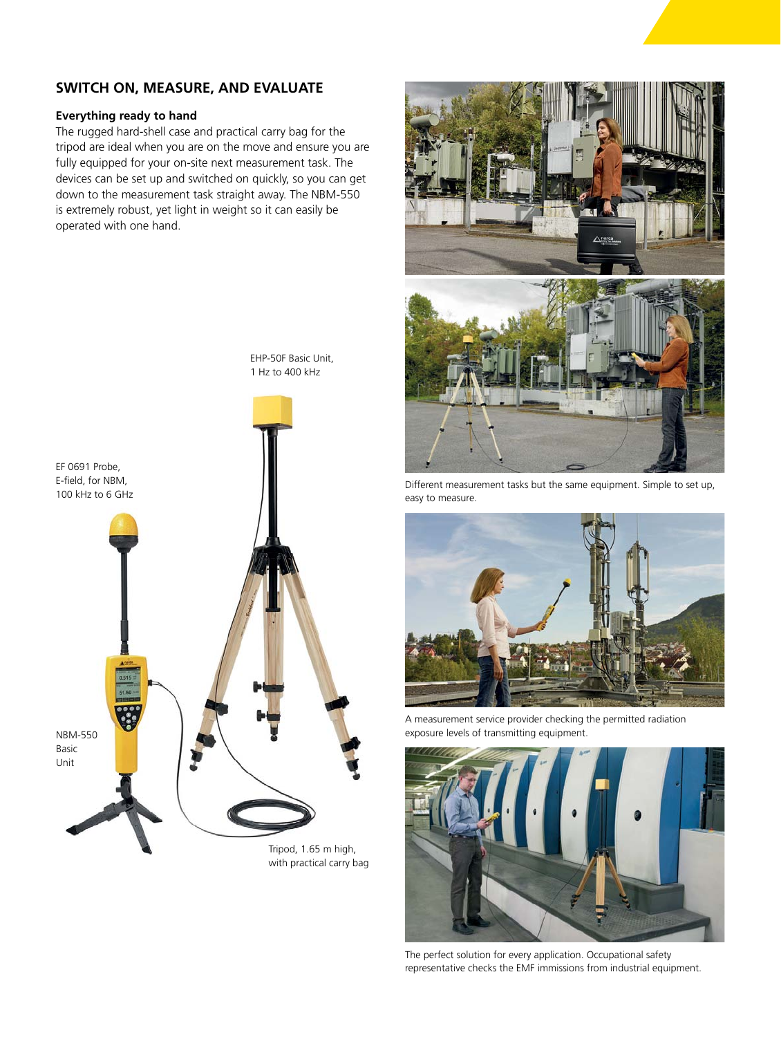## SWITCH ON, MEASURE, AND EVALUATE

### Everything ready to hand

The rugged hard-shell case and practical carry bag for the tripod are ideal when you are on the move and ensure you are fully equipped for your on-site next measurement task. The devices can be set up and switched on quickly, so you can get down to the measurement task straight away. The NBM-550 is extremely robust, yet light in weight so it can easily be operated with one hand.

EHP-50F Basic Unit, 1 Hz to 400 kHz

EF 0691 Probe, E-field, for NBM, 100 kHz to 6 GHz

NBM-550 Basic Unit

Tripod, 1.65 m high, with practical carry bag

Different measurement tasks but the same equipment. Simple to set up, easy to measure.

A measurement service provider checking the permitted radiation exposure levels of transmitting equipment.

The perfect solution for every application. Occupational safety representative checks the EMF immissions from industrial equipment.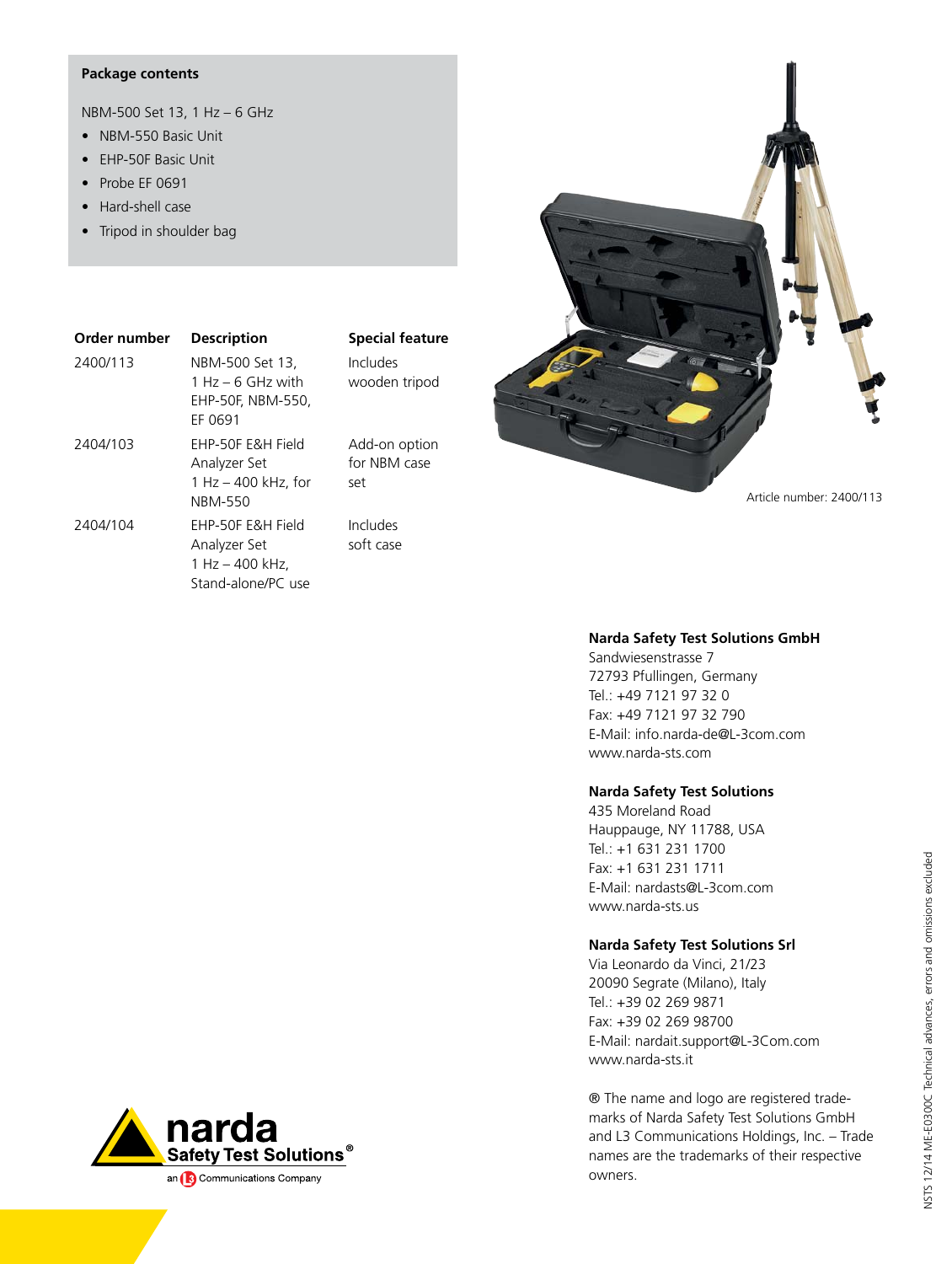**Package contents**

NBM-500 Set 13, 1 Hz – 6 GHz

- NBM-550 Basic Unit
- EHP-50F Basic Unit
- Probe EF 0691
- Hard-shell case
- Tripod in shoulder bag

| Order number | Description | Special feature |
|---|---|---|
| 2400/113 | NBM-500 Set 13, 1 Hz – 6 GHz with EHP-50F, NBM-550, EF 0691 | Includes wooden tripod |
| 2404/103 | EHP-50F E&H Field Analyzer Set 1 Hz – 400 kHz, for NBM-550 | Add-on option for NBM case set |
| 2404/104 | EHP-50F E&H Field Analyzer Set 1 Hz – 400 kHz, Stand-alone/PC use | Includes soft case |

Article number: 2400/113

**Narda Safety Test Solutions GmbH**
Sandwiesenstrasse 7
72793 Pfullingen, Germany
Tel.: +49 7121 97 32 0
Fax: +49 7121 97 32 790
E-Mail: info.narda-de@L-3com.com
www.narda-sts.com

**Narda Safety Test Solutions**
435 Moreland Road
Hauppauge, NY 11788, USA
Tel.: +1 631 231 1700
Fax: +1 631 231 1711
E-Mail: nardasts@L-3com.com
www.narda-sts.us

**Narda Safety Test Solutions Srl**
Via Leonardo da Vinci, 21/23
20090 Segrate (Milano), Italy
Tel.: +39 02 269 9871
Fax: +39 02 269 98700
E-Mail: nardait.support@L-3Com.com
www.narda-sts.it

® The name and logo are registered trademarks of Narda Safety Test Solutions GmbH and L3 Communications Holdings, Inc. – Trade names are the trademarks of their respective owners.

narda Safety Test Solutions®
an L3 Communications Company

NSTS 12/14 ME-E0300C Technical advances, errors and omissions excluded